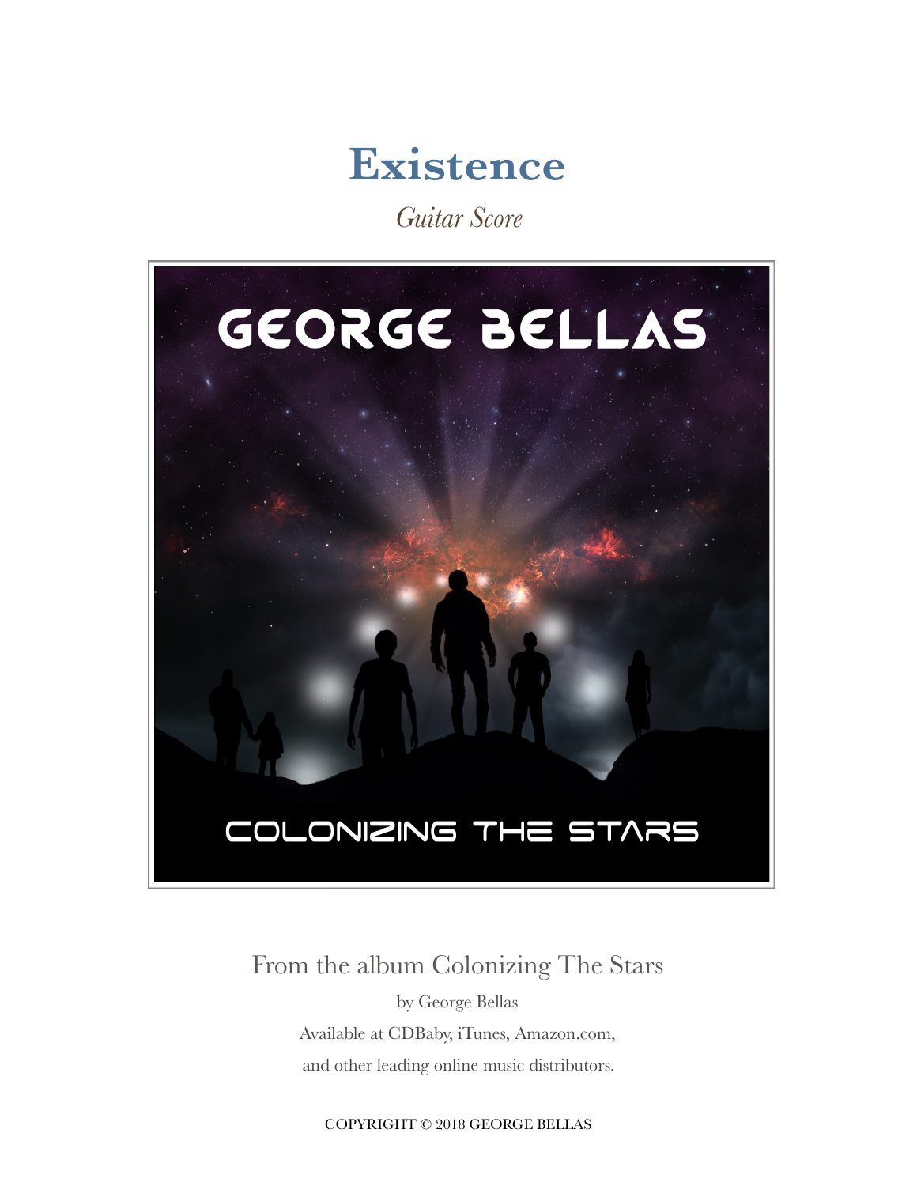# Existence

*Guitar Score*

From the album Colonizing The Stars

by George Bellas

Available at CDBaby, iTunes, Amazon.com,

and other leading online music distributors.

COPYRIGHT © 2018 GEORGE BELLAS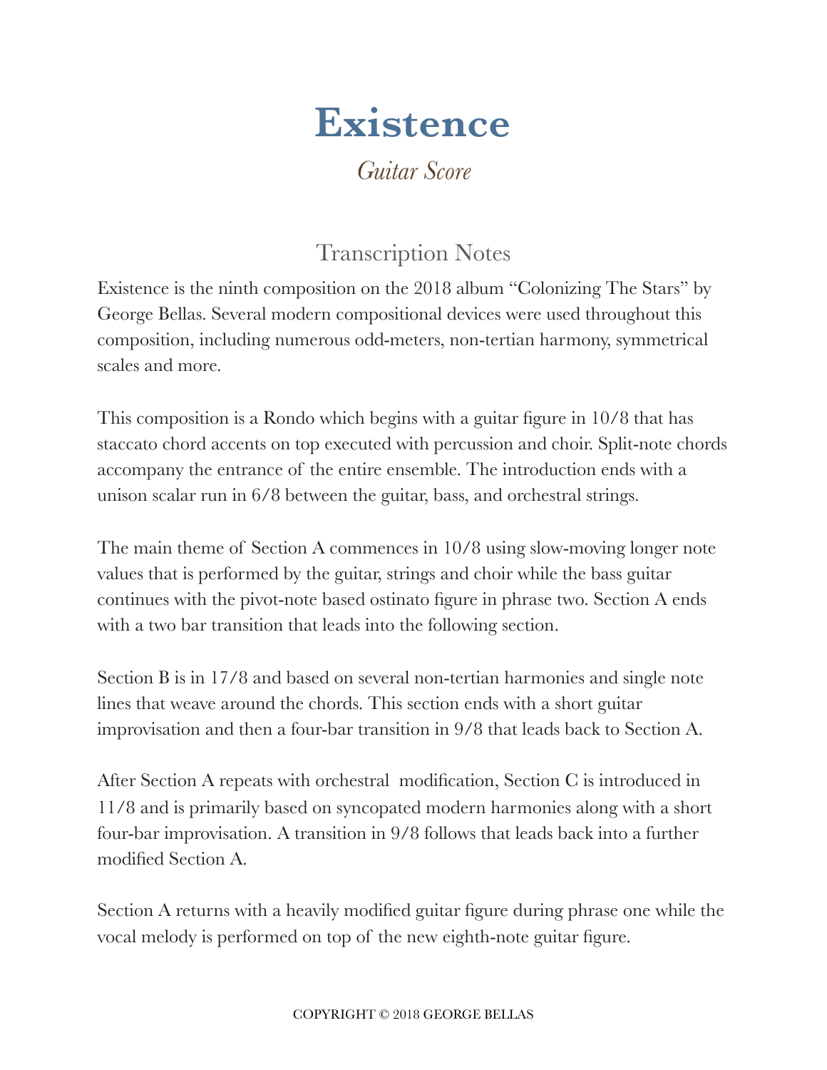# Existence

*Guitar Score*

## Transcription Notes

Existence is the ninth composition on the 2018 album "Colonizing The Stars" by George Bellas. Several modern compositional devices were used throughout this composition, including numerous odd-meters, non-tertian harmony, symmetrical scales and more.

This composition is a Rondo which begins with a guitar figure in 10/8 that has staccato chord accents on top executed with percussion and choir. Split-note chords accompany the entrance of the entire ensemble. The introduction ends with a unison scalar run in 6/8 between the guitar, bass, and orchestral strings.

The main theme of Section A commences in 10/8 using slow-moving longer note values that is performed by the guitar, strings and choir while the bass guitar continues with the pivot-note based ostinato figure in phrase two. Section A ends with a two bar transition that leads into the following section.

Section B is in 17/8 and based on several non-tertian harmonies and single note lines that weave around the chords. This section ends with a short guitar improvisation and then a four-bar transition in 9/8 that leads back to Section A.

After Section A repeats with orchestral modification, Section C is introduced in 11/8 and is primarily based on syncopated modern harmonies along with a short four-bar improvisation. A transition in 9/8 follows that leads back into a further modified Section A.

Section A returns with a heavily modified guitar figure during phrase one while the vocal melody is performed on top of the new eighth-note guitar figure.

COPYRIGHT © 2018 GEORGE BELLAS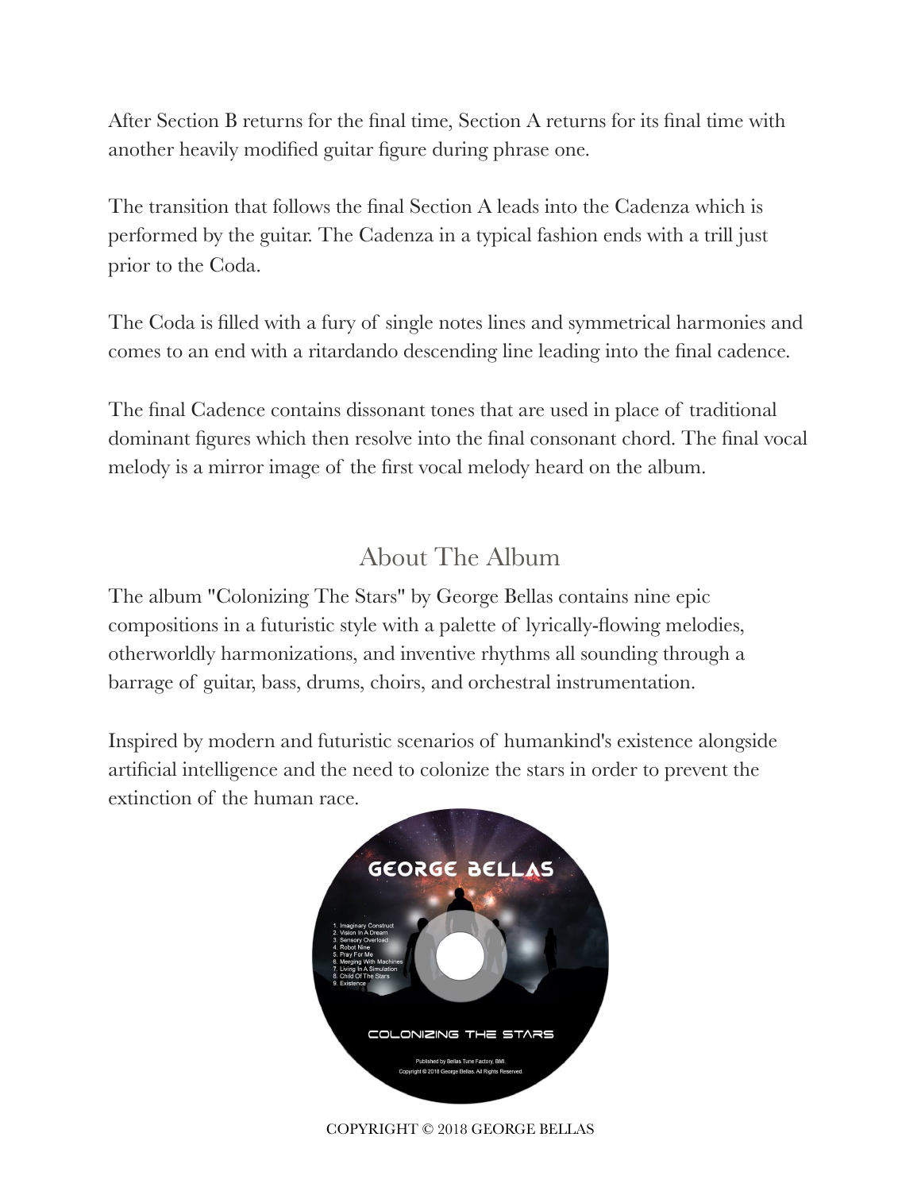After Section B returns for the final time, Section A returns for its final time with another heavily modified guitar figure during phrase one.

The transition that follows the final Section A leads into the Cadenza which is performed by the guitar. The Cadenza in a typical fashion ends with a trill just prior to the Coda.

The Coda is filled with a fury of single notes lines and symmetrical harmonies and comes to an end with a ritardando descending line leading into the final cadence.

The final Cadence contains dissonant tones that are used in place of traditional dominant figures which then resolve into the final consonant chord. The final vocal melody is a mirror image of the first vocal melody heard on the album.

## About The Album

The album "Colonizing The Stars" by George Bellas contains nine epic compositions in a futuristic style with a palette of lyrically-flowing melodies, otherworldly harmonizations, and inventive rhythms all sounding through a barrage of guitar, bass, drums, choirs, and orchestral instrumentation.

Inspired by modern and futuristic scenarios of humankind's existence alongside artificial intelligence and the need to colonize the stars in order to prevent the extinction of the human race.

COPYRIGHT © 2018 GEORGE BELLAS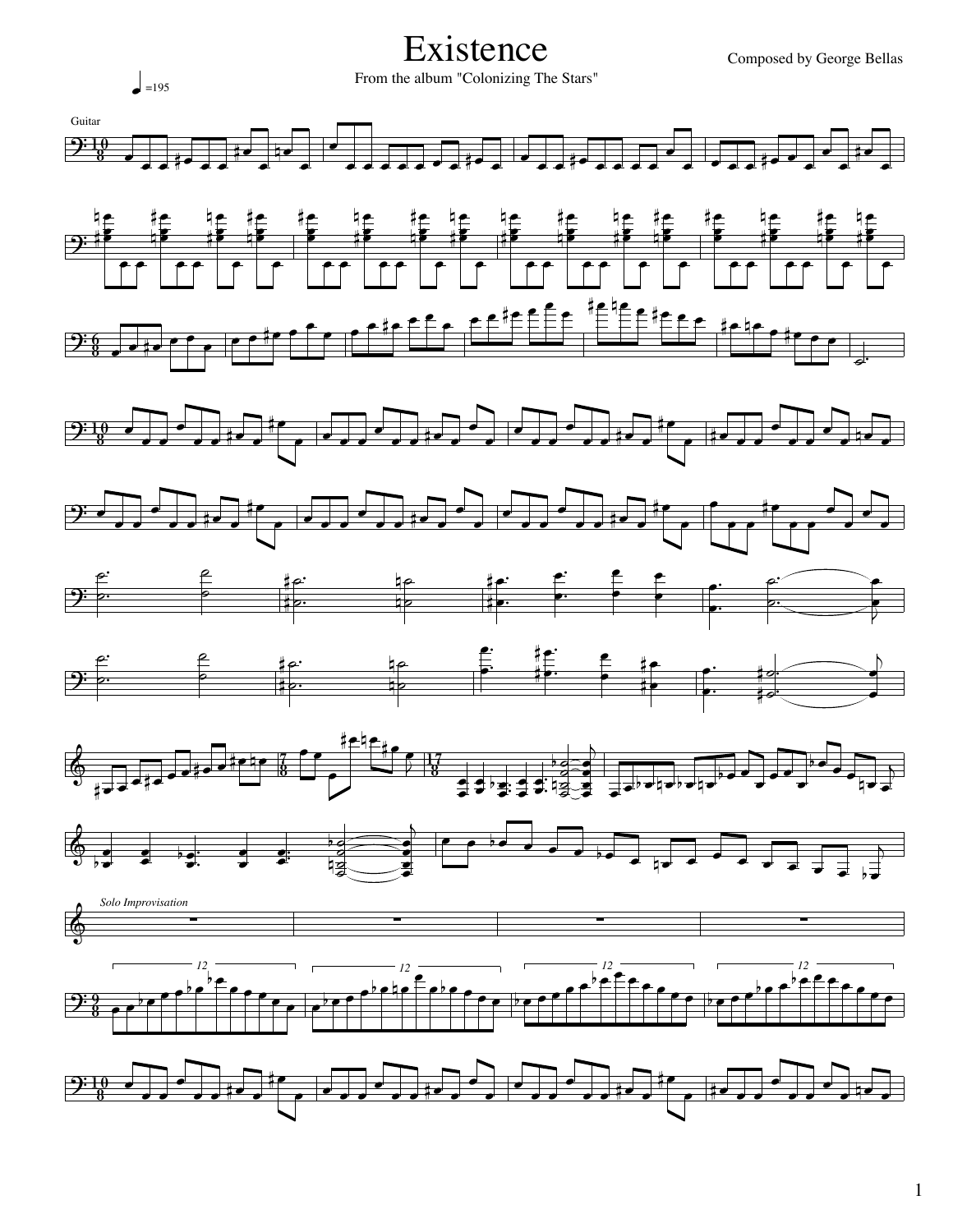# Existence

From the album "Colonizing The Stars"

Composed by George Bellas

♩=195

Guitar

*Solo Improvisation*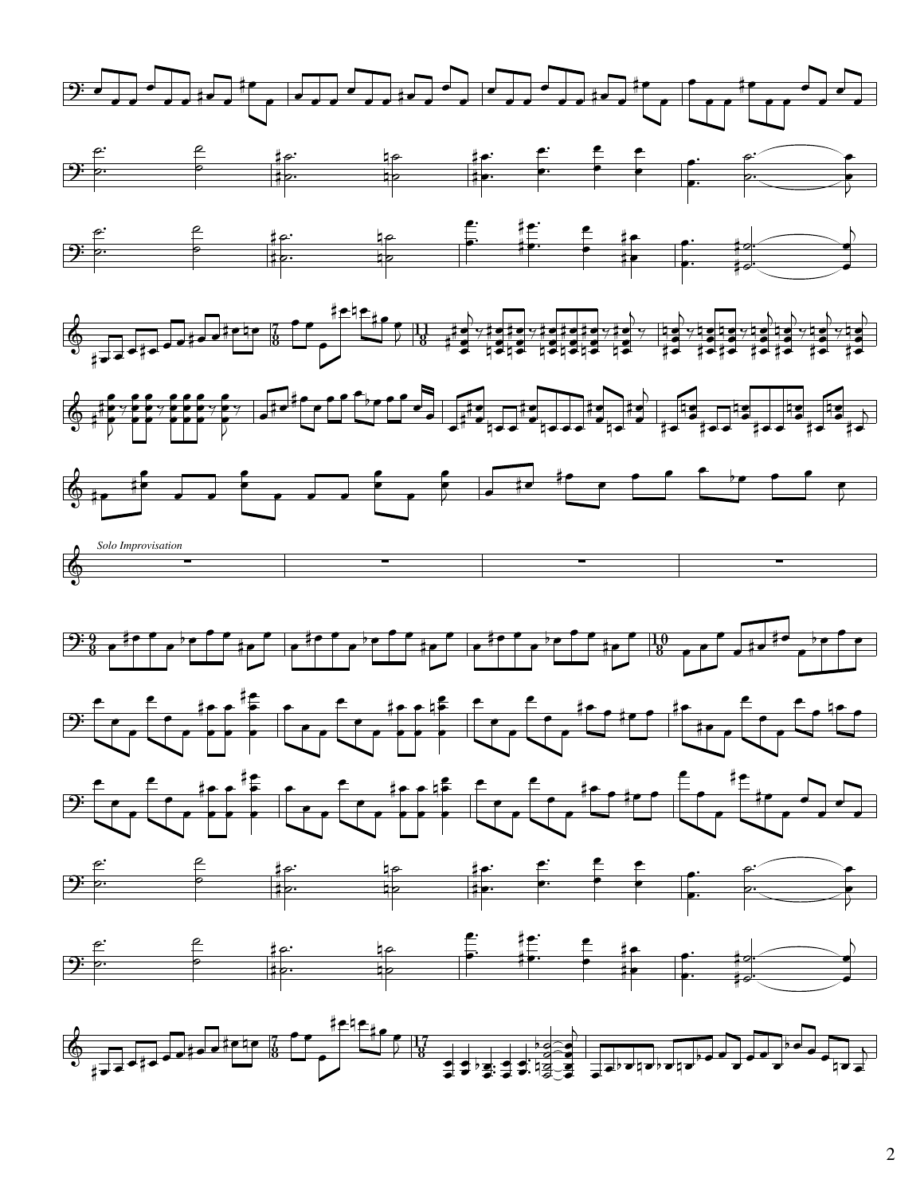*Solo Improvisation*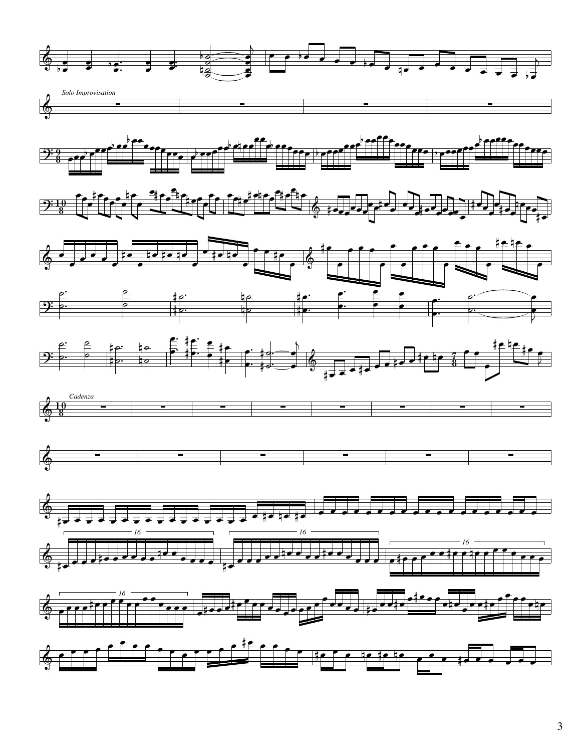*Solo Improvisation*

*Cadenza*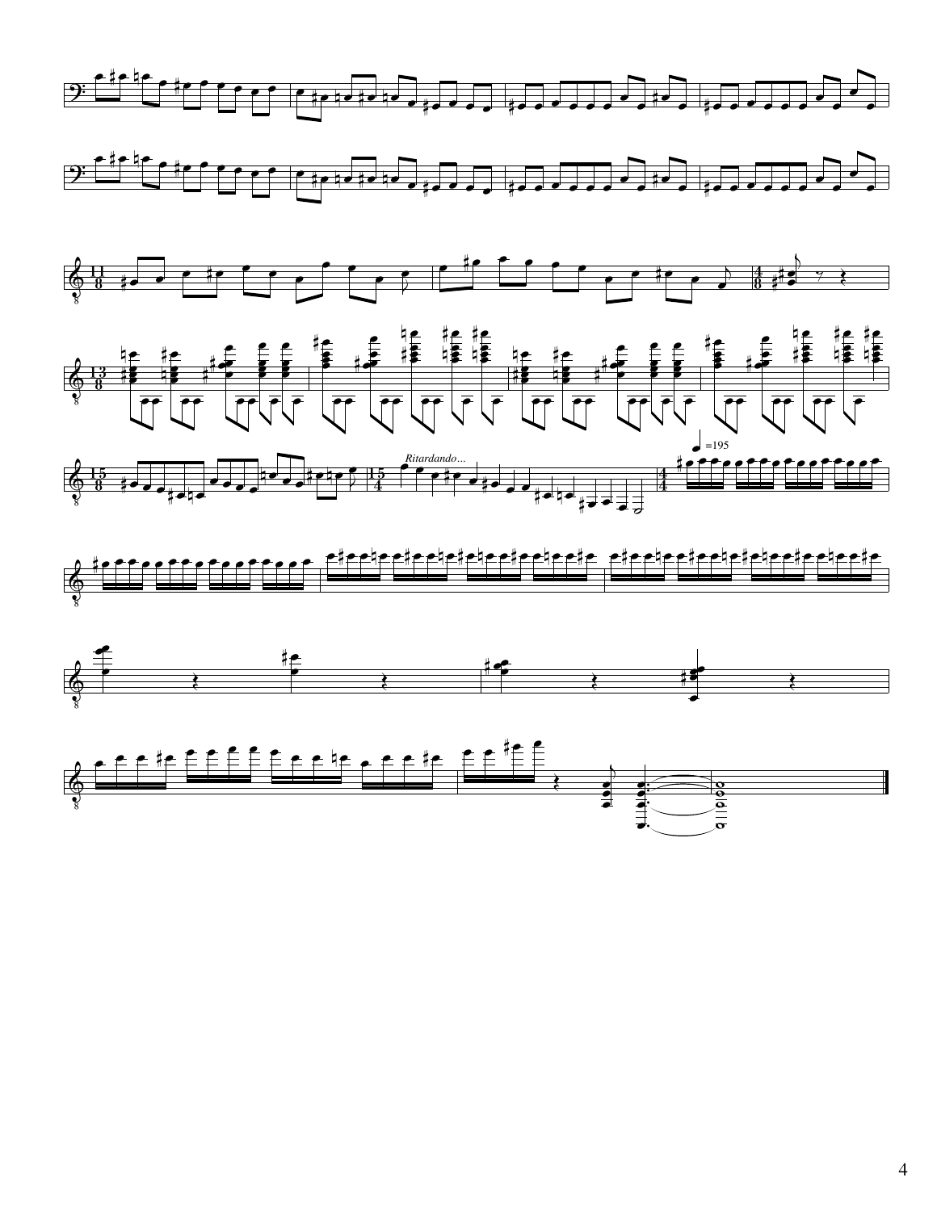*Ritardando...*

♩=195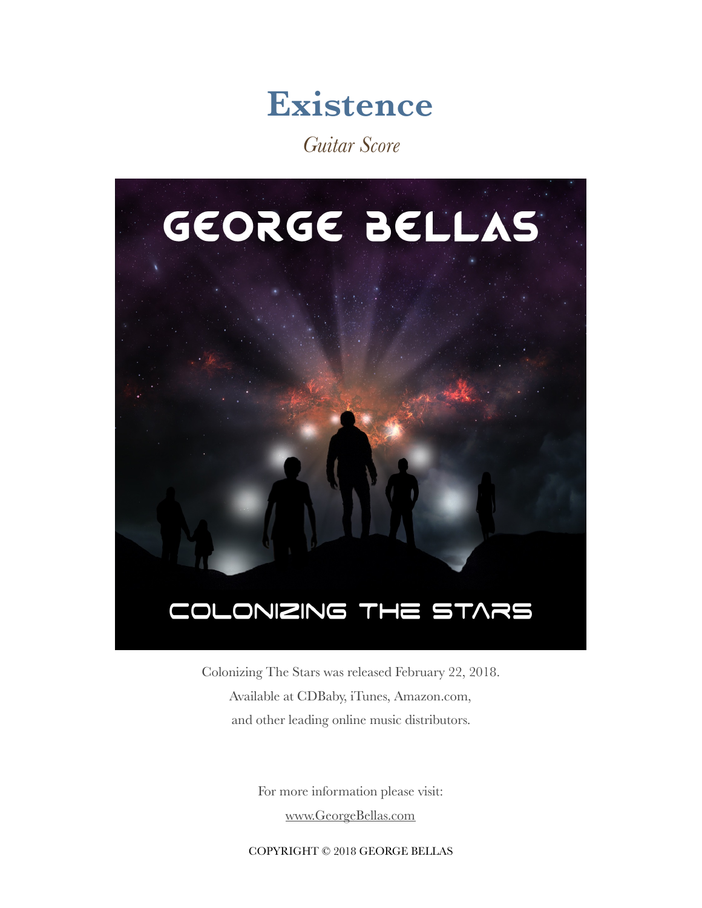# Existence

*Guitar Score*

Colonizing The Stars was released February 22, 2018.
Available at CDBaby, iTunes, Amazon.com,
and other leading online music distributors.

For more information please visit:
www.GeorgeBellas.com

COPYRIGHT © 2018 GEORGE BELLAS